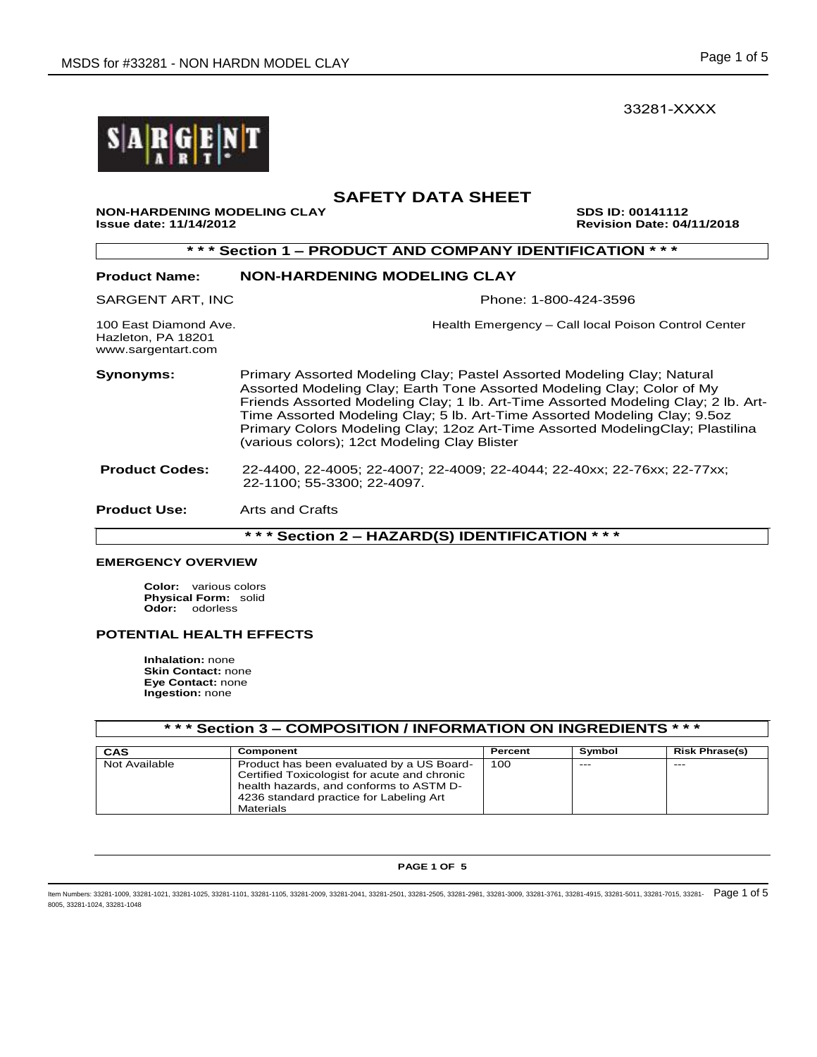33281-XXXX

# SAFETY DATA SHEET

**NON-HARDENING MODELING CLAY** **SDS ID: 00141112**
**Issue date: 11/14/2012** **Revision Date: 04/11/2018**

## * * * Section 1 – PRODUCT AND COMPANY IDENTIFICATION * * *

**Product Name:** **NON-HARDENING MODELING CLAY**

SARGENT ART, INC
100 East Diamond Ave.
Hazleton, PA 18201
www.sargentart.com

Phone: 1-800-424-3596

Health Emergency – Call local Poison Control Center

**Synonyms:** Primary Assorted Modeling Clay; Pastel Assorted Modeling Clay; Natural Assorted Modeling Clay; Earth Tone Assorted Modeling Clay; Color of My Friends Assorted Modeling Clay; 1 lb. Art-Time Assorted Modeling Clay; 2 lb. Art-Time Assorted Modeling Clay; 5 lb. Art-Time Assorted Modeling Clay; 9.5oz Primary Colors Modeling Clay; 12oz Art-Time Assorted ModelingClay; Plastilina (various colors); 12ct Modeling Clay Blister

**Product Codes:** 22-4400, 22-4005; 22-4007; 22-4009; 22-4044; 22-40xx; 22-76xx; 22-77xx; 22-1100; 55-3300; 22-4097.

**Product Use:** Arts and Crafts

## * * * Section 2 – HAZARD(S) IDENTIFICATION * * *

### EMERGENCY OVERVIEW

**Color:** various colors
**Physical Form:** solid
**Odor:** odorless

### POTENTIAL HEALTH EFFECTS

**Inhalation:** none
**Skin Contact:** none
**Eye Contact:** none
**Ingestion:** none

## * * * Section 3 – COMPOSITION / INFORMATION ON INGREDIENTS * * *

| CAS | Component | Percent | Symbol | Risk Phrase(s) |
|---|---|---|---|---|
| Not Available | Product has been evaluated by a US Board-Certified Toxicologist for acute and chronic health hazards, and conforms to ASTM D-4236 standard practice for Labeling Art Materials | 100 | --- | --- |

Item Numbers: 33281-1009, 33281-1021, 33281-1025, 33281-1101, 33281-1105, 33281-2009, 33281-2041, 33281-2501, 33281-2505, 33281-2981, 33281-3009, 33281-3761, 33281-4915, 33281-5011, 33281-7015, 33281-8005, 33281-1024, 33281-1048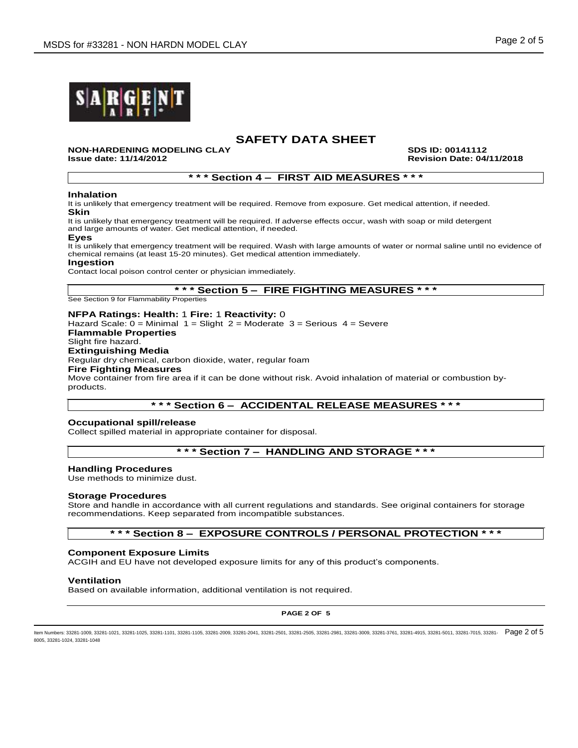# SAFETY DATA SHEET

**NON-HARDENING MODELING CLAY** **SDS ID: 00141112**
**Issue date: 11/14/2012** **Revision Date: 04/11/2018**

## * * * Section 4 – FIRST AID MEASURES * * *

**Inhalation**
It is unlikely that emergency treatment will be required. Remove from exposure. Get medical attention, if needed.

**Skin**
It is unlikely that emergency treatment will be required. If adverse effects occur, wash with soap or mild detergent and large amounts of water. Get medical attention, if needed.

**Eyes**
It is unlikely that emergency treatment will be required. Wash with large amounts of water or normal saline until no evidence of chemical remains (at least 15-20 minutes). Get medical attention immediately.

**Ingestion**
Contact local poison control center or physician immediately.

## * * * Section 5 – FIRE FIGHTING MEASURES * * *

See Section 9 for Flammability Properties

**NFPA Ratings: Health:** 1 **Fire:** 1 **Reactivity:** 0
Hazard Scale: 0 = Minimal 1 = Slight 2 = Moderate 3 = Serious 4 = Severe

**Flammable Properties**
Slight fire hazard.

**Extinguishing Media**
Regular dry chemical, carbon dioxide, water, regular foam

**Fire Fighting Measures**
Move container from fire area if it can be done without risk. Avoid inhalation of material or combustion by-products.

## * * * Section 6 – ACCIDENTAL RELEASE MEASURES * * *

**Occupational spill/release**
Collect spilled material in appropriate container for disposal.

## * * * Section 7 – HANDLING AND STORAGE * * *

**Handling Procedures**
Use methods to minimize dust.

**Storage Procedures**
Store and handle in accordance with all current regulations and standards. See original containers for storage recommendations. Keep separated from incompatible substances.

## * * * Section 8 – EXPOSURE CONTROLS / PERSONAL PROTECTION * * *

**Component Exposure Limits**
ACGIH and EU have not developed exposure limits for any of this product's components.

**Ventilation**
Based on available information, additional ventilation is not required.

Item Numbers: 33281-1009, 33281-1021, 33281-1025, 33281-1101, 33281-1105, 33281-2009, 33281-2041, 33281-2501, 33281-2505, 33281-2981, 33281-3009, 33281-3761, 33281-4915, 33281-5011, 33281-7015, 33281-8005, 33281-1024, 33281-1048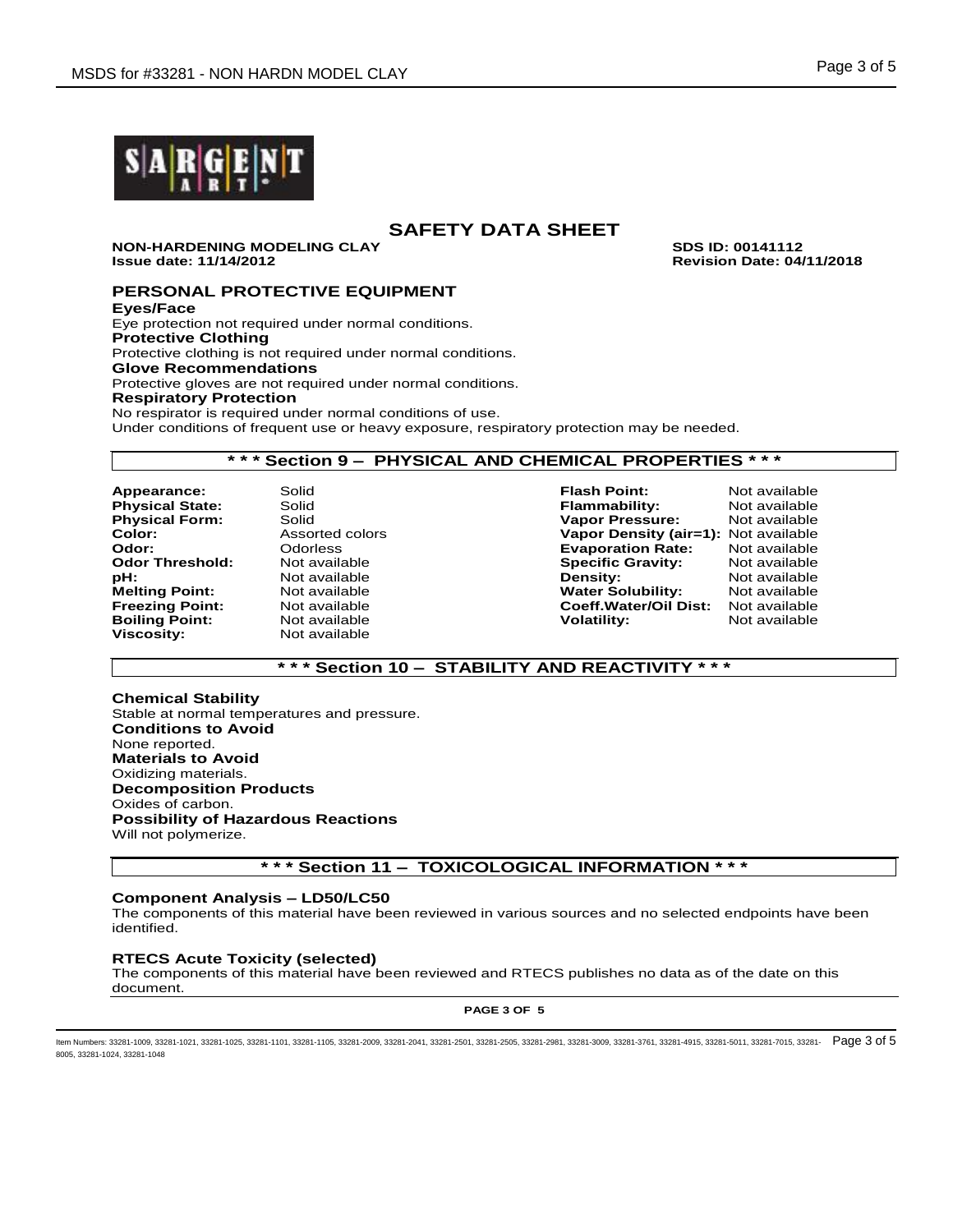# SAFETY DATA SHEET

**NON-HARDENING MODELING CLAY** **SDS ID: 00141112**
**Issue date: 11/14/2012** **Revision Date: 04/11/2018**

## PERSONAL PROTECTIVE EQUIPMENT

**Eyes/Face**
Eye protection not required under normal conditions.

**Protective Clothing**
Protective clothing is not required under normal conditions.

**Glove Recommendations**
Protective gloves are not required under normal conditions.

**Respiratory Protection**
No respirator is required under normal conditions of use.
Under conditions of frequent use or heavy exposure, respiratory protection may be needed.

## \* \* \* Section 9 – PHYSICAL AND CHEMICAL PROPERTIES \* \* \*

| | | | |
|---|---|---|---|
| **Appearance:** | Solid | **Flash Point:** | Not available |
| **Physical State:** | Solid | **Flammability:** | Not available |
| **Physical Form:** | Solid | **Vapor Pressure:** | Not available |
| **Color:** | Assorted colors | **Vapor Density (air=1):** | Not available |
| **Odor:** | Odorless | **Evaporation Rate:** | Not available |
| **Odor Threshold:** | Not available | **Specific Gravity:** | Not available |
| **pH:** | Not available | **Density:** | Not available |
| **Melting Point:** | Not available | **Water Solubility:** | Not available |
| **Freezing Point:** | Not available | **Coeff.Water/Oil Dist:** | Not available |
| **Boiling Point:** | Not available | **Volatility:** | Not available |
| **Viscosity:** | Not available | | |

## \* \* \* Section 10 – STABILITY AND REACTIVITY \* \* \*

**Chemical Stability**
Stable at normal temperatures and pressure.

**Conditions to Avoid**
None reported.

**Materials to Avoid**
Oxidizing materials.

**Decomposition Products**
Oxides of carbon.

**Possibility of Hazardous Reactions**
Will not polymerize.

## \* \* \* Section 11 – TOXICOLOGICAL INFORMATION \* \* \*

**Component Analysis – LD50/LC50**
The components of this material have been reviewed in various sources and no selected endpoints have been identified.

**RTECS Acute Toxicity (selected)**
The components of this material have been reviewed and RTECS publishes no data as of the date on this document.

Item Numbers: 33281-1009, 33281-1021, 33281-1025, 33281-1101, 33281-1105, 33281-2009, 33281-2041, 33281-2501, 33281-2505, 33281-2981, 33281-3009, 33281-3761, 33281-4915, 33281-5011, 33281-7015, 33281-8005, 33281-1024, 33281-1048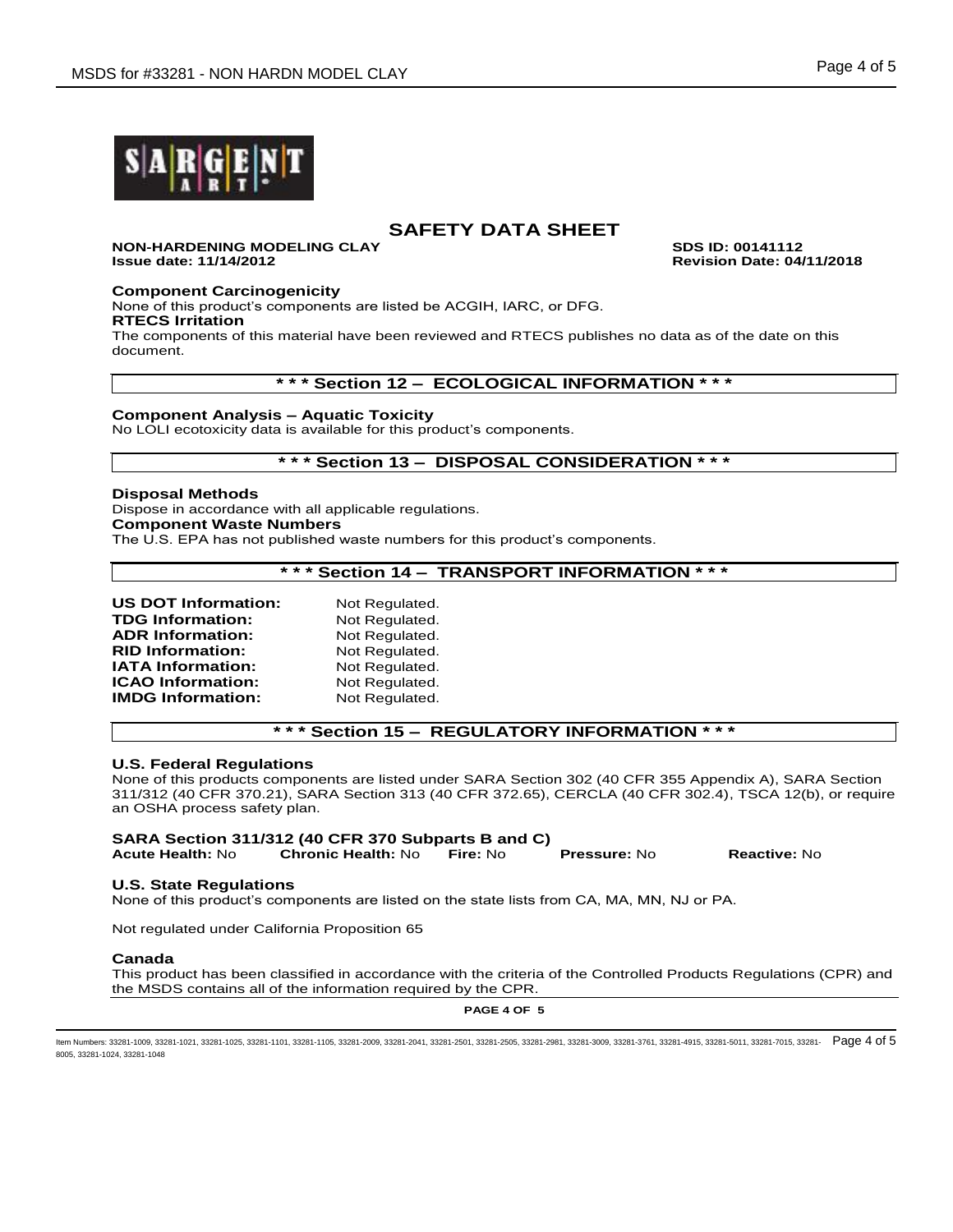# SAFETY DATA SHEET

**NON-HARDENING MODELING CLAY** **SDS ID: 00141112**
**Issue date: 11/14/2012** **Revision Date: 04/11/2018**

### Component Carcinogenicity

None of this product's components are listed be ACGIH, IARC, or DFG.

**RTECS Irritation**

The components of this material have been reviewed and RTECS publishes no data as of the date on this document.

## * * * Section 12 – ECOLOGICAL INFORMATION * * *

### Component Analysis – Aquatic Toxicity

No LOLI ecotoxicity data is available for this product's components.

## * * * Section 13 – DISPOSAL CONSIDERATION * * *

### Disposal Methods

Dispose in accordance with all applicable regulations.

**Component Waste Numbers**

The U.S. EPA has not published waste numbers for this product's components.

## * * * Section 14 – TRANSPORT INFORMATION * * *

| | |
|---|---|
| **US DOT Information:** | Not Regulated. |
| **TDG Information:** | Not Regulated. |
| **ADR Information:** | Not Regulated. |
| **RID Information:** | Not Regulated. |
| **IATA Information:** | Not Regulated. |
| **ICAO Information:** | Not Regulated. |
| **IMDG Information:** | Not Regulated. |

## * * * Section 15 – REGULATORY INFORMATION * * *

### U.S. Federal Regulations

None of this products components are listed under SARA Section 302 (40 CFR 355 Appendix A), SARA Section 311/312 (40 CFR 370.21), SARA Section 313 (40 CFR 372.65), CERCLA (40 CFR 302.4), TSCA 12(b), or require an OSHA process safety plan.

### SARA Section 311/312 (40 CFR 370 Subparts B and C)

**Acute Health:** No **Chronic Health:** No **Fire:** No **Pressure:** No **Reactive:** No

### U.S. State Regulations

None of this product's components are listed on the state lists from CA, MA, MN, NJ or PA.

Not regulated under California Proposition 65

### Canada

This product has been classified in accordance with the criteria of the Controlled Products Regulations (CPR) and the MSDS contains all of the information required by the CPR.

Item Numbers: 33281-1009, 33281-1021, 33281-1025, 33281-1101, 33281-1105, 33281-2009, 33281-2041, 33281-2501, 33281-2505, 33281-2981, 33281-3009, 33281-3761, 33281-4915, 33281-5011, 33281-7015, 33281-8005, 33281-1024, 33281-1048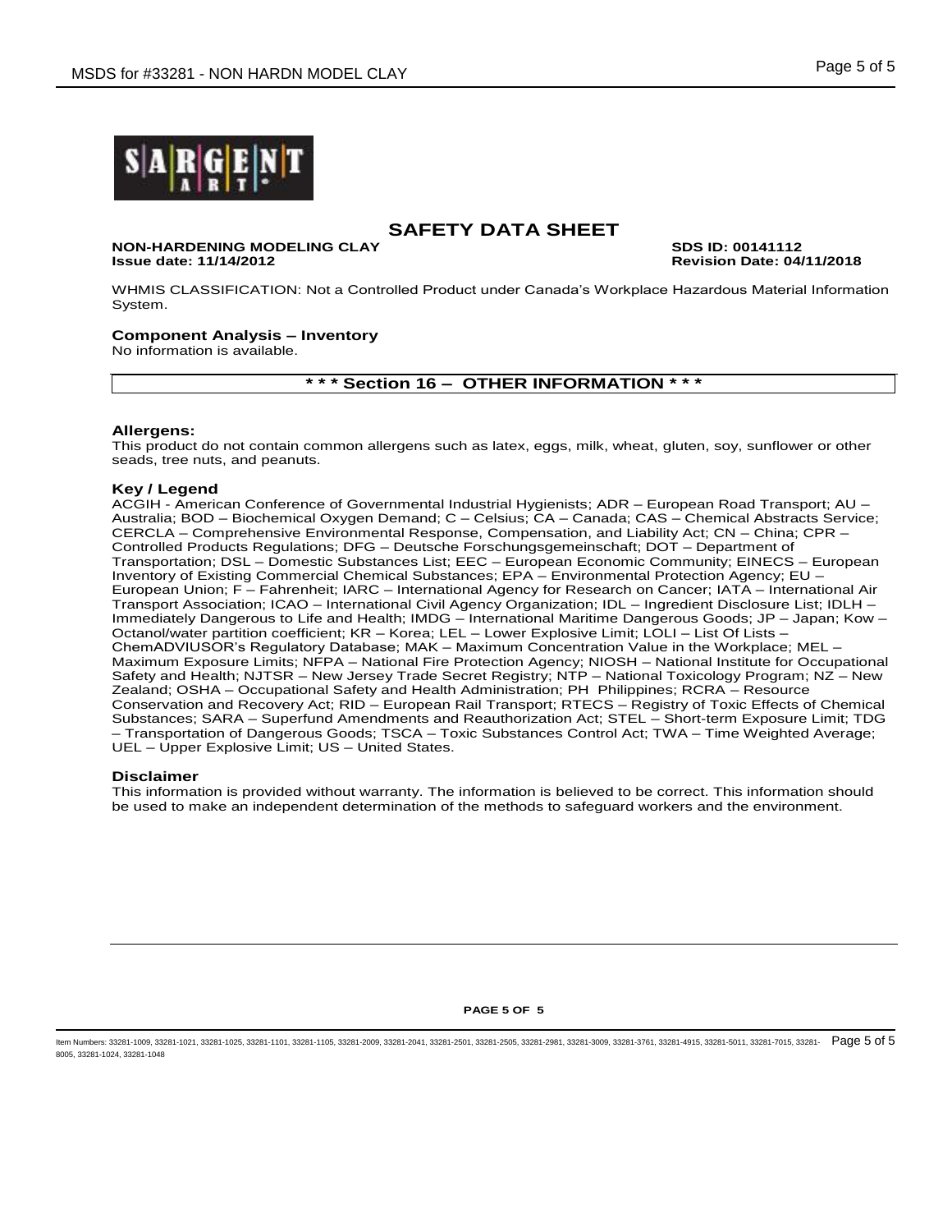# SAFETY DATA SHEET

**NON-HARDENING MODELING CLAY** **SDS ID: 00141112**
**Issue date: 11/14/2012** **Revision Date: 04/11/2018**

WHMIS CLASSIFICATION: Not a Controlled Product under Canada's Workplace Hazardous Material Information System.

**Component Analysis – Inventory**
No information is available.

## * * * Section 16 – OTHER INFORMATION * * *

**Allergens:**
This product do not contain common allergens such as latex, eggs, milk, wheat, gluten, soy, sunflower or other seads, tree nuts, and peanuts.

**Key / Legend**
ACGIH - American Conference of Governmental Industrial Hygienists; ADR – European Road Transport; AU – Australia; BOD – Biochemical Oxygen Demand; C – Celsius; CA – Canada; CAS – Chemical Abstracts Service; CERCLA – Comprehensive Environmental Response, Compensation, and Liability Act; CN – China; CPR – Controlled Products Regulations; DFG – Deutsche Forschungsgemeinschaft; DOT – Department of Transportation; DSL – Domestic Substances List; EEC – European Economic Community; EINECS – European Inventory of Existing Commercial Chemical Substances; EPA – Environmental Protection Agency; EU – European Union; F – Fahrenheit; IARC – International Agency for Research on Cancer; IATA – International Air Transport Association; ICAO – International Civil Agency Organization; IDL – Ingredient Disclosure List; IDLH – Immediately Dangerous to Life and Health; IMDG – International Maritime Dangerous Goods; JP – Japan; Kow – Octanol/water partition coefficient; KR – Korea; LEL – Lower Explosive Limit; LOLI – List Of Lists – ChemADVIUSOR's Regulatory Database; MAK – Maximum Concentration Value in the Workplace; MEL – Maximum Exposure Limits; NFPA – National Fire Protection Agency; NIOSH – National Institute for Occupational Safety and Health; NJTSR – New Jersey Trade Secret Registry; NTP – National Toxicology Program; NZ – New Zealand; OSHA – Occupational Safety and Health Administration; PH Philippines; RCRA – Resource Conservation and Recovery Act; RID – European Rail Transport; RTECS – Registry of Toxic Effects of Chemical Substances; SARA – Superfund Amendments and Reauthorization Act; STEL – Short-term Exposure Limit; TDG – Transportation of Dangerous Goods; TSCA – Toxic Substances Control Act; TWA – Time Weighted Average; UEL – Upper Explosive Limit; US – United States.

**Disclaimer**
This information is provided without warranty. The information is believed to be correct. This information should be used to make an independent determination of the methods to safeguard workers and the environment.

Item Numbers: 33281-1009, 33281-1021, 33281-1025, 33281-1101, 33281-1105, 33281-2009, 33281-2041, 33281-2501, 33281-2505, 33281-2981, 33281-3009, 33281-3761, 33281-4915, 33281-5011, 33281-7015, 33281-8005, 33281-1024, 33281-1048